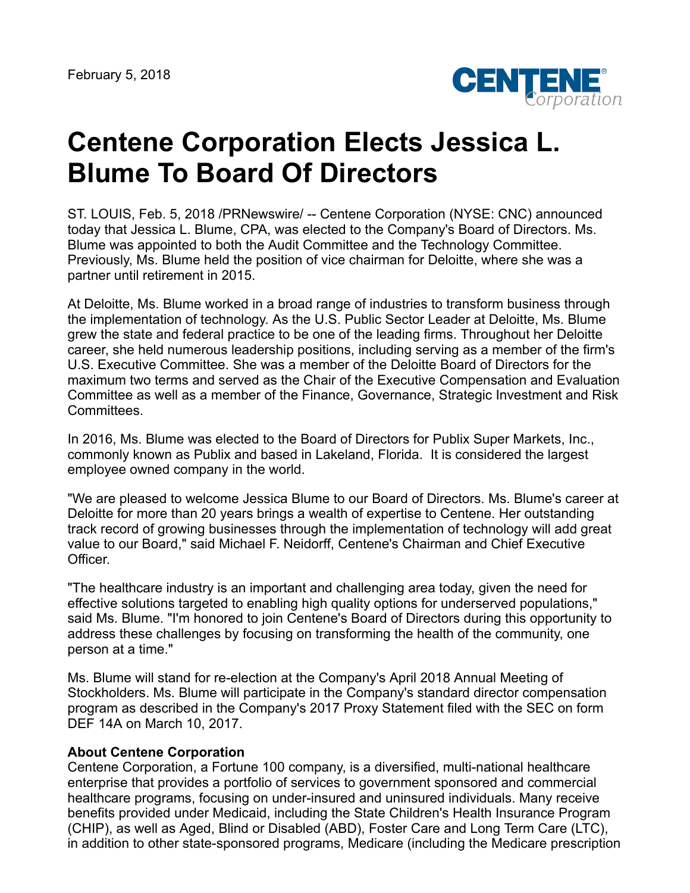February 5, 2018

# Centene Corporation Elects Jessica L. Blume To Board Of Directors

ST. LOUIS, Feb. 5, 2018 /PRNewswire/ -- Centene Corporation (NYSE: CNC) announced today that Jessica L. Blume, CPA, was elected to the Company's Board of Directors. Ms. Blume was appointed to both the Audit Committee and the Technology Committee. Previously, Ms. Blume held the position of vice chairman for Deloitte, where she was a partner until retirement in 2015.

At Deloitte, Ms. Blume worked in a broad range of industries to transform business through the implementation of technology. As the U.S. Public Sector Leader at Deloitte, Ms. Blume grew the state and federal practice to be one of the leading firms. Throughout her Deloitte career, she held numerous leadership positions, including serving as a member of the firm's U.S. Executive Committee. She was a member of the Deloitte Board of Directors for the maximum two terms and served as the Chair of the Executive Compensation and Evaluation Committee as well as a member of the Finance, Governance, Strategic Investment and Risk Committees.

In 2016, Ms. Blume was elected to the Board of Directors for Publix Super Markets, Inc., commonly known as Publix and based in Lakeland, Florida. It is considered the largest employee owned company in the world.

"We are pleased to welcome Jessica Blume to our Board of Directors. Ms. Blume's career at Deloitte for more than 20 years brings a wealth of expertise to Centene. Her outstanding track record of growing businesses through the implementation of technology will add great value to our Board," said Michael F. Neidorff, Centene's Chairman and Chief Executive Officer.

"The healthcare industry is an important and challenging area today, given the need for effective solutions targeted to enabling high quality options for underserved populations," said Ms. Blume. "I'm honored to join Centene's Board of Directors during this opportunity to address these challenges by focusing on transforming the health of the community, one person at a time."

Ms. Blume will stand for re-election at the Company's April 2018 Annual Meeting of Stockholders. Ms. Blume will participate in the Company's standard director compensation program as described in the Company's 2017 Proxy Statement filed with the SEC on form DEF 14A on March 10, 2017.

**About Centene Corporation**
Centene Corporation, a Fortune 100 company, is a diversified, multi-national healthcare enterprise that provides a portfolio of services to government sponsored and commercial healthcare programs, focusing on under-insured and uninsured individuals. Many receive benefits provided under Medicaid, including the State Children's Health Insurance Program (CHIP), as well as Aged, Blind or Disabled (ABD), Foster Care and Long Term Care (LTC), in addition to other state-sponsored programs, Medicare (including the Medicare prescription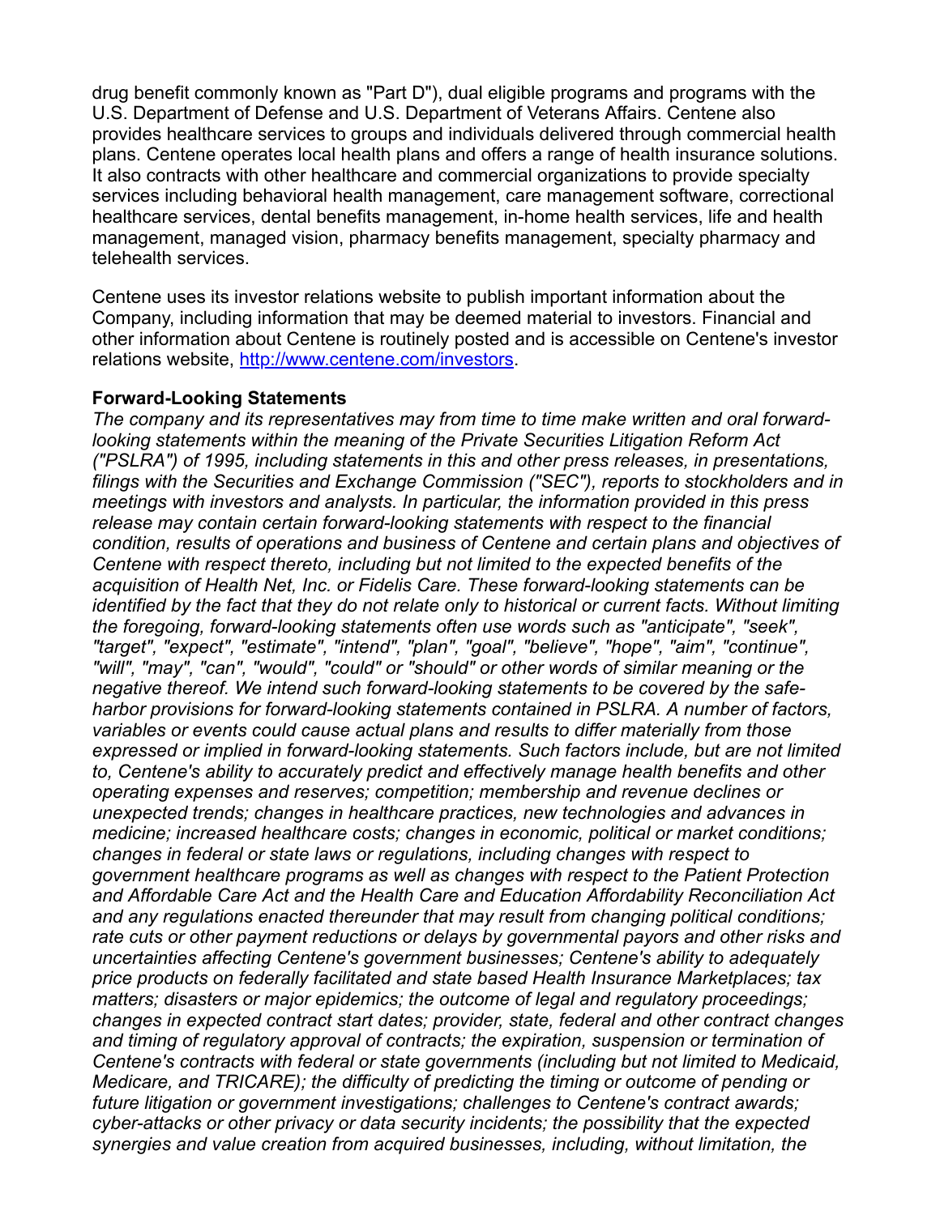drug benefit commonly known as "Part D"), dual eligible programs and programs with the U.S. Department of Defense and U.S. Department of Veterans Affairs. Centene also provides healthcare services to groups and individuals delivered through commercial health plans. Centene operates local health plans and offers a range of health insurance solutions. It also contracts with other healthcare and commercial organizations to provide specialty services including behavioral health management, care management software, correctional healthcare services, dental benefits management, in-home health services, life and health management, managed vision, pharmacy benefits management, specialty pharmacy and telehealth services.

Centene uses its investor relations website to publish important information about the Company, including information that may be deemed material to investors. Financial and other information about Centene is routinely posted and is accessible on Centene's investor relations website, [http://www.centene.com/investors](http://www.centene.com/investors).

**Forward-Looking Statements**

*The company and its representatives may from time to time make written and oral forward-looking statements within the meaning of the Private Securities Litigation Reform Act ("PSLRA") of 1995, including statements in this and other press releases, in presentations, filings with the Securities and Exchange Commission ("SEC"), reports to stockholders and in meetings with investors and analysts. In particular, the information provided in this press release may contain certain forward-looking statements with respect to the financial condition, results of operations and business of Centene and certain plans and objectives of Centene with respect thereto, including but not limited to the expected benefits of the acquisition of Health Net, Inc. or Fidelis Care. These forward-looking statements can be identified by the fact that they do not relate only to historical or current facts. Without limiting the foregoing, forward-looking statements often use words such as "anticipate", "seek", "target", "expect", "estimate", "intend", "plan", "goal", "believe", "hope", "aim", "continue", "will", "may", "can", "would", "could" or "should" or other words of similar meaning or the negative thereof. We intend such forward-looking statements to be covered by the safe-harbor provisions for forward-looking statements contained in PSLRA. A number of factors, variables or events could cause actual plans and results to differ materially from those expressed or implied in forward-looking statements. Such factors include, but are not limited to, Centene's ability to accurately predict and effectively manage health benefits and other operating expenses and reserves; competition; membership and revenue declines or unexpected trends; changes in healthcare practices, new technologies and advances in medicine; increased healthcare costs; changes in economic, political or market conditions; changes in federal or state laws or regulations, including changes with respect to government healthcare programs as well as changes with respect to the Patient Protection and Affordable Care Act and the Health Care and Education Affordability Reconciliation Act and any regulations enacted thereunder that may result from changing political conditions; rate cuts or other payment reductions or delays by governmental payors and other risks and uncertainties affecting Centene's government businesses; Centene's ability to adequately price products on federally facilitated and state based Health Insurance Marketplaces; tax matters; disasters or major epidemics; the outcome of legal and regulatory proceedings; changes in expected contract start dates; provider, state, federal and other contract changes and timing of regulatory approval of contracts; the expiration, suspension or termination of Centene's contracts with federal or state governments (including but not limited to Medicaid, Medicare, and TRICARE); the difficulty of predicting the timing or outcome of pending or future litigation or government investigations; challenges to Centene's contract awards; cyber-attacks or other privacy or data security incidents; the possibility that the expected synergies and value creation from acquired businesses, including, without limitation, the*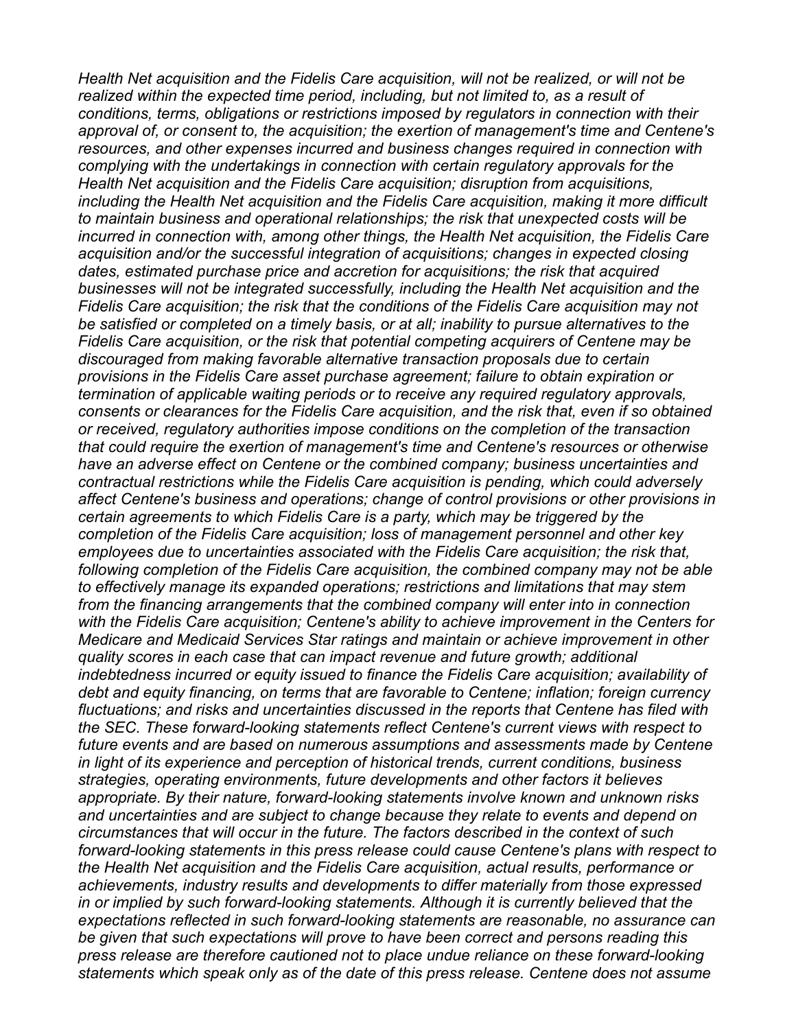*Health Net acquisition and the Fidelis Care acquisition, will not be realized, or will not be realized within the expected time period, including, but not limited to, as a result of conditions, terms, obligations or restrictions imposed by regulators in connection with their approval of, or consent to, the acquisition; the exertion of management's time and Centene's resources, and other expenses incurred and business changes required in connection with complying with the undertakings in connection with certain regulatory approvals for the Health Net acquisition and the Fidelis Care acquisition; disruption from acquisitions, including the Health Net acquisition and the Fidelis Care acquisition, making it more difficult to maintain business and operational relationships; the risk that unexpected costs will be incurred in connection with, among other things, the Health Net acquisition, the Fidelis Care acquisition and/or the successful integration of acquisitions; changes in expected closing dates, estimated purchase price and accretion for acquisitions; the risk that acquired businesses will not be integrated successfully, including the Health Net acquisition and the Fidelis Care acquisition; the risk that the conditions of the Fidelis Care acquisition may not be satisfied or completed on a timely basis, or at all; inability to pursue alternatives to the Fidelis Care acquisition, or the risk that potential competing acquirers of Centene may be discouraged from making favorable alternative transaction proposals due to certain provisions in the Fidelis Care asset purchase agreement; failure to obtain expiration or termination of applicable waiting periods or to receive any required regulatory approvals, consents or clearances for the Fidelis Care acquisition, and the risk that, even if so obtained or received, regulatory authorities impose conditions on the completion of the transaction that could require the exertion of management's time and Centene's resources or otherwise have an adverse effect on Centene or the combined company; business uncertainties and contractual restrictions while the Fidelis Care acquisition is pending, which could adversely affect Centene's business and operations; change of control provisions or other provisions in certain agreements to which Fidelis Care is a party, which may be triggered by the completion of the Fidelis Care acquisition; loss of management personnel and other key employees due to uncertainties associated with the Fidelis Care acquisition; the risk that, following completion of the Fidelis Care acquisition, the combined company may not be able to effectively manage its expanded operations; restrictions and limitations that may stem from the financing arrangements that the combined company will enter into in connection with the Fidelis Care acquisition; Centene's ability to achieve improvement in the Centers for Medicare and Medicaid Services Star ratings and maintain or achieve improvement in other quality scores in each case that can impact revenue and future growth; additional indebtedness incurred or equity issued to finance the Fidelis Care acquisition; availability of debt and equity financing, on terms that are favorable to Centene; inflation; foreign currency fluctuations; and risks and uncertainties discussed in the reports that Centene has filed with the SEC. These forward-looking statements reflect Centene's current views with respect to future events and are based on numerous assumptions and assessments made by Centene in light of its experience and perception of historical trends, current conditions, business strategies, operating environments, future developments and other factors it believes appropriate. By their nature, forward-looking statements involve known and unknown risks and uncertainties and are subject to change because they relate to events and depend on circumstances that will occur in the future. The factors described in the context of such forward-looking statements in this press release could cause Centene's plans with respect to the Health Net acquisition and the Fidelis Care acquisition, actual results, performance or achievements, industry results and developments to differ materially from those expressed in or implied by such forward-looking statements. Although it is currently believed that the expectations reflected in such forward-looking statements are reasonable, no assurance can be given that such expectations will prove to have been correct and persons reading this press release are therefore cautioned not to place undue reliance on these forward-looking statements which speak only as of the date of this press release. Centene does not assume*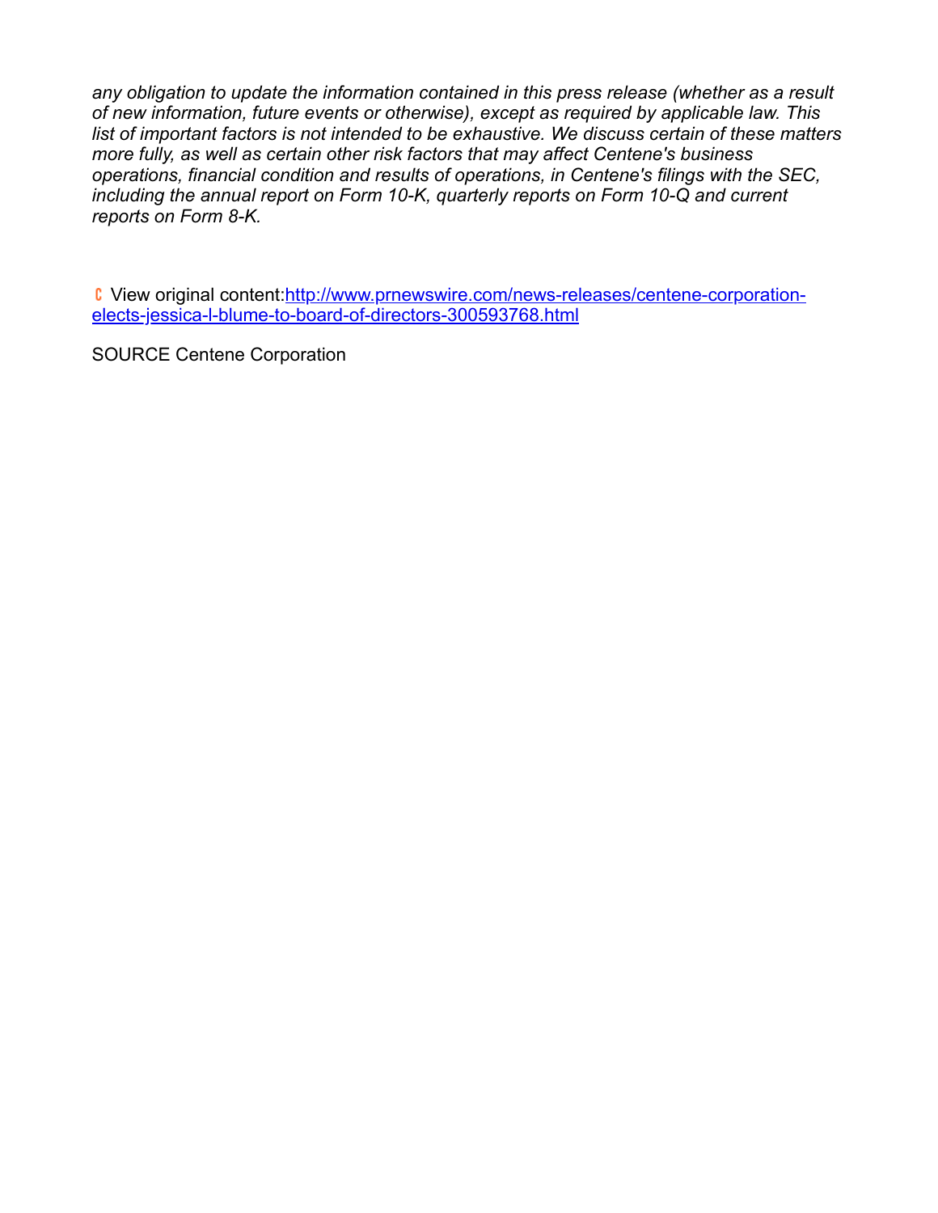*any obligation to update the information contained in this press release (whether as a result of new information, future events or otherwise), except as required by applicable law. This list of important factors is not intended to be exhaustive. We discuss certain of these matters more fully, as well as certain other risk factors that may affect Centene's business operations, financial condition and results of operations, in Centene's filings with the SEC, including the annual report on Form 10-K, quarterly reports on Form 10-Q and current reports on Form 8-K.*

View original content:[http://www.prnewswire.com/news-releases/centene-corporation-elects-jessica-l-blume-to-board-of-directors-300593768.html](http://www.prnewswire.com/news-releases/centene-corporation-elects-jessica-l-blume-to-board-of-directors-300593768.html)

SOURCE Centene Corporation